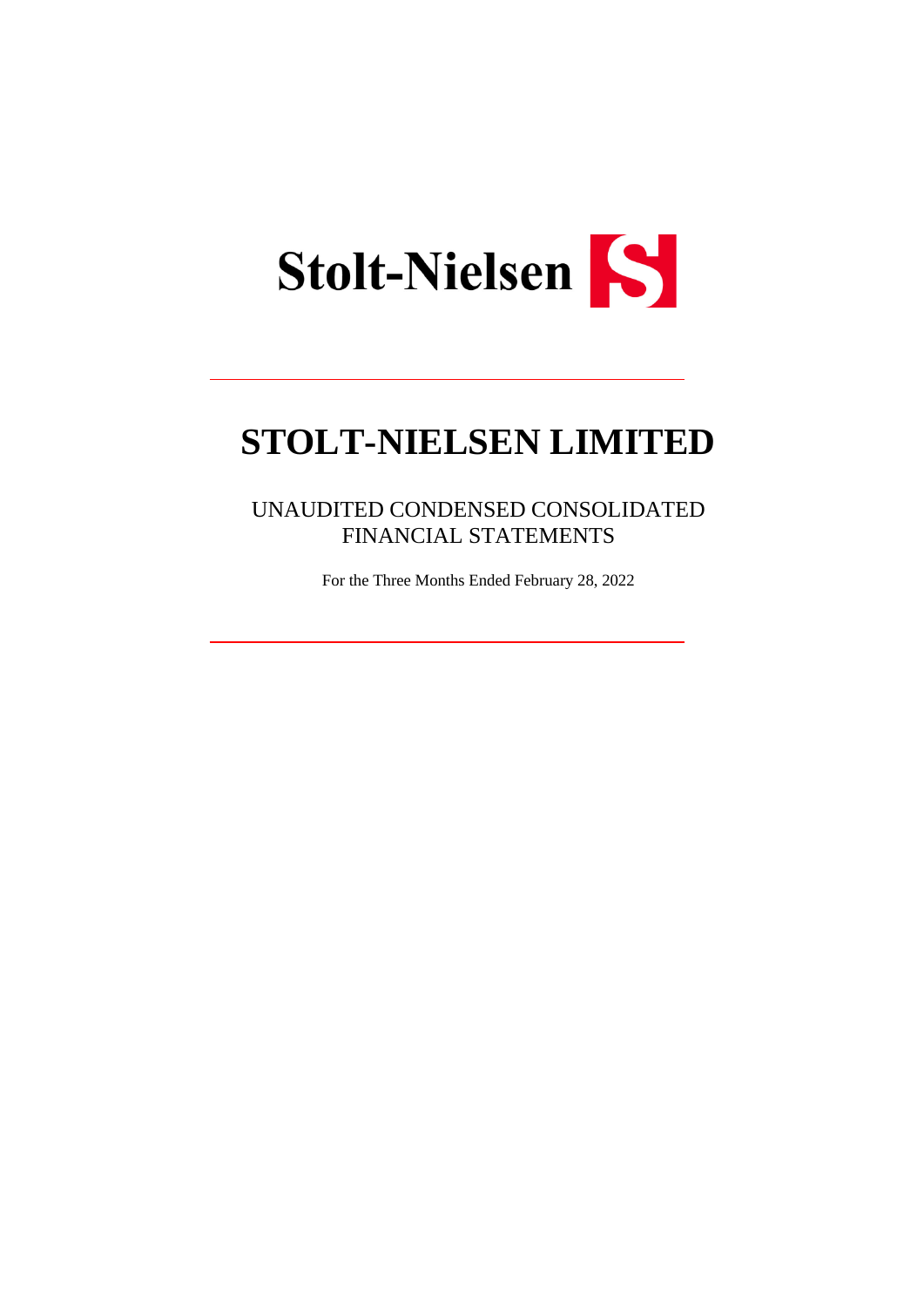Stolt-Nielsen

# STOLT-NIELSEN LIMITED

## UNAUDITED CONDENSED CONSOLIDATED FINANCIAL STATEMENTS

For the Three Months Ended February 28, 2022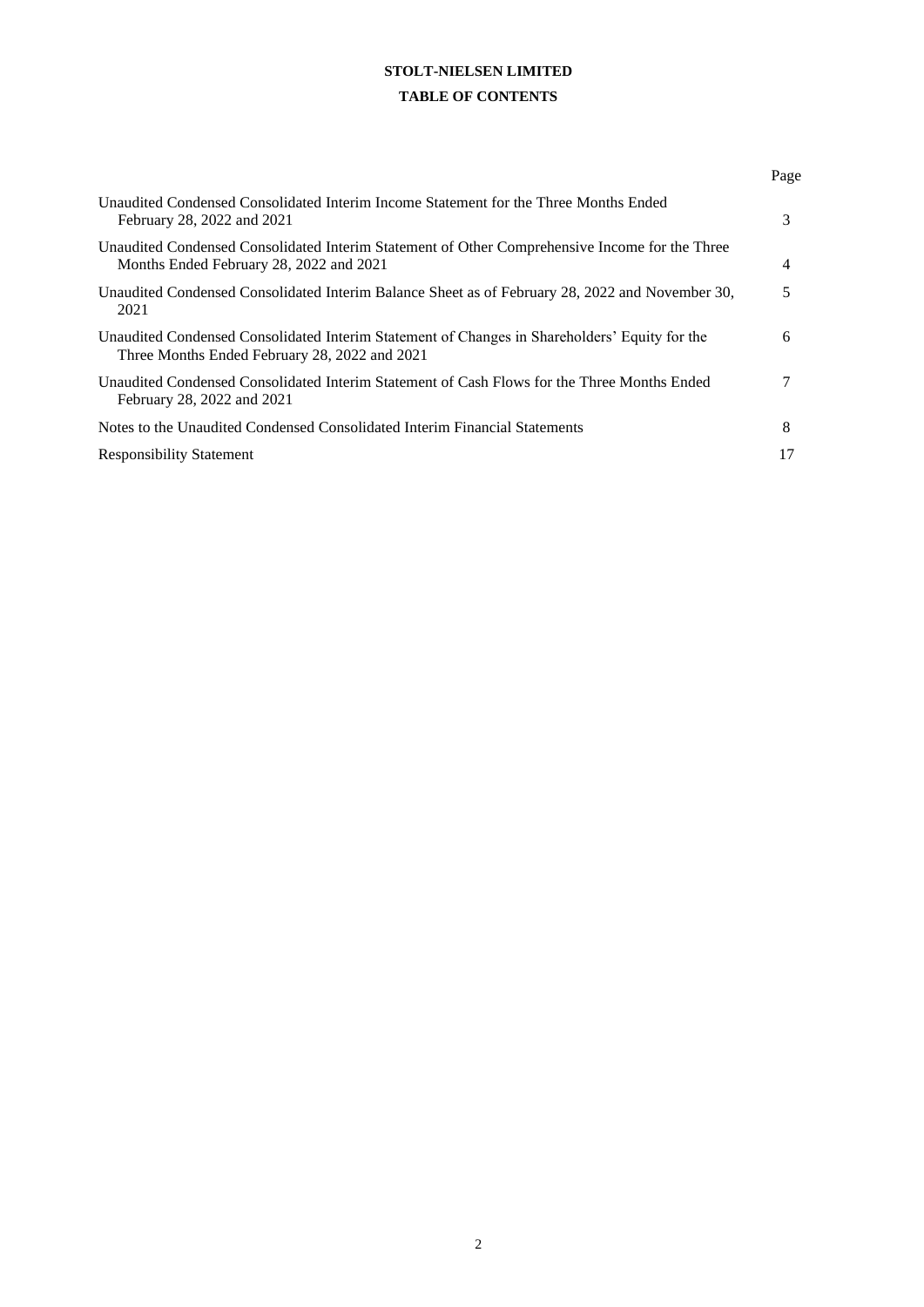# STOLT-NIELSEN LIMITED

## TABLE OF CONTENTS

| | Page |
|---|---|
| Unaudited Condensed Consolidated Interim Income Statement for the Three Months Ended February 28, 2022 and 2021 | 3 |
| Unaudited Condensed Consolidated Interim Statement of Other Comprehensive Income for the Three Months Ended February 28, 2022 and 2021 | 4 |
| Unaudited Condensed Consolidated Interim Balance Sheet as of February 28, 2022 and November 30, 2021 | 5 |
| Unaudited Condensed Consolidated Interim Statement of Changes in Shareholders' Equity for the Three Months Ended February 28, 2022 and 2021 | 6 |
| Unaudited Condensed Consolidated Interim Statement of Cash Flows for the Three Months Ended February 28, 2022 and 2021 | 7 |
| Notes to the Unaudited Condensed Consolidated Interim Financial Statements | 8 |
| Responsibility Statement | 17 |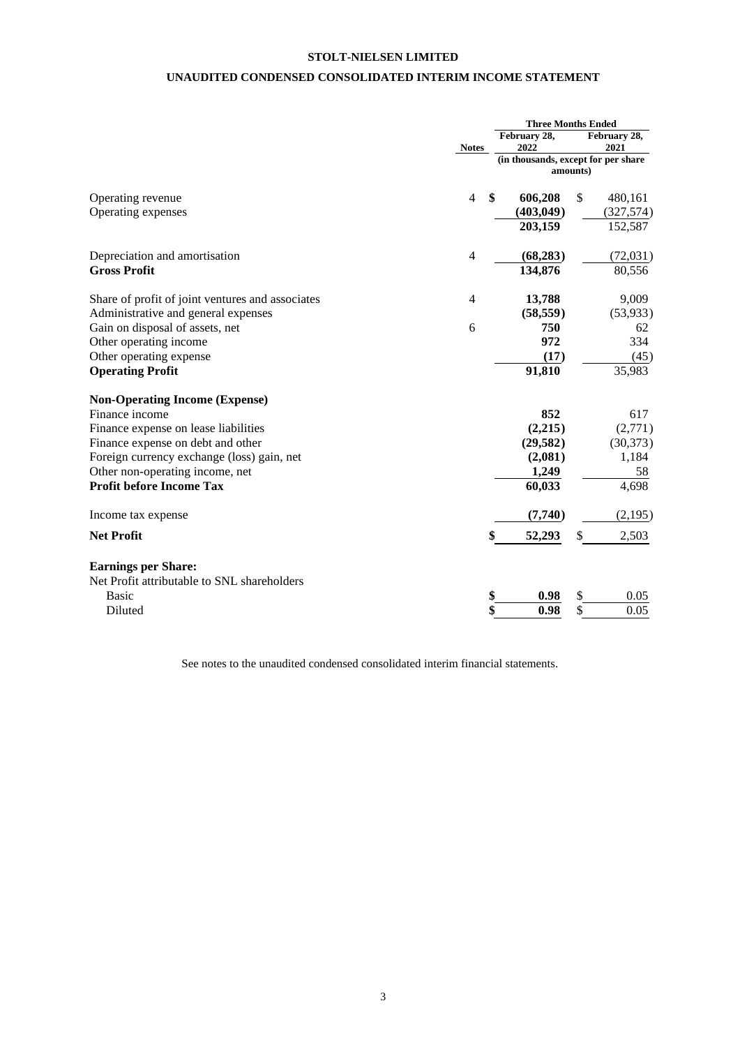# STOLT-NIELSEN LIMITED

## UNAUDITED CONDENSED CONSOLIDATED INTERIM INCOME STATEMENT

| | Notes | Three Months Ended February 28, 2022 | Three Months Ended February 28, 2021 |
|---|---|---|---|
| | | (in thousands, except for per share amounts) | |
| Operating revenue | 4 | **$ 606,208** | $ 480,161 |
| Operating expenses | | **(403,049)** | (327,574) |
| | | **203,159** | 152,587 |
| Depreciation and amortisation | 4 | **(68,283)** | (72,031) |
| **Gross Profit** | | **134,876** | 80,556 |
| Share of profit of joint ventures and associates | 4 | **13,788** | 9,009 |
| Administrative and general expenses | | **(58,559)** | (53,933) |
| Gain on disposal of assets, net | 6 | **750** | 62 |
| Other operating income | | **972** | 334 |
| Other operating expense | | **(17)** | (45) |
| **Operating Profit** | | **91,810** | 35,983 |
| **Non-Operating Income (Expense)** | | | |
| Finance income | | **852** | 617 |
| Finance expense on lease liabilities | | **(2,215)** | (2,771) |
| Finance expense on debt and other | | **(29,582)** | (30,373) |
| Foreign currency exchange (loss) gain, net | | **(2,081)** | 1,184 |
| Other non-operating income, net | | **1,249** | 58 |
| **Profit before Income Tax** | | **60,033** | 4,698 |
| Income tax expense | | **(7,740)** | (2,195) |
| **Net Profit** | | **$ 52,293** | $ 2,503 |
| **Earnings per Share:** | | | |
| Net Profit attributable to SNL shareholders | | | |
| Basic | | **$ 0.98** | $ 0.05 |
| Diluted | | **$ 0.98** | $ 0.05 |

See notes to the unaudited condensed consolidated interim financial statements.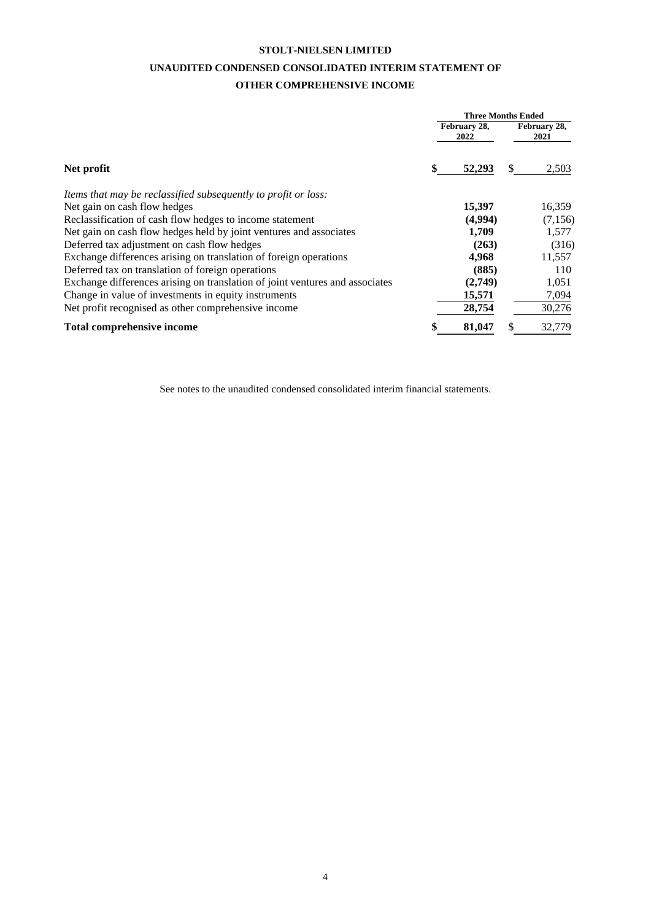# STOLT-NIELSEN LIMITED

## UNAUDITED CONDENSED CONSOLIDATED INTERIM STATEMENT OF OTHER COMPREHENSIVE INCOME

| | Three Months Ended | |
|---|---|---|
| | **February 28, 2022** | **February 28, 2021** |
| **Net profit** | **$ 52,293** | $ 2,503 |
| *Items that may be reclassified subsequently to profit or loss:* | | |
| Net gain on cash flow hedges | **15,397** | 16,359 |
| Reclassification of cash flow hedges to income statement | **(4,994)** | (7,156) |
| Net gain on cash flow hedges held by joint ventures and associates | **1,709** | 1,577 |
| Deferred tax adjustment on cash flow hedges | **(263)** | (316) |
| Exchange differences arising on translation of foreign operations | **4,968** | 11,557 |
| Deferred tax on translation of foreign operations | **(885)** | 110 |
| Exchange differences arising on translation of joint ventures and associates | **(2,749)** | 1,051 |
| Change in value of investments in equity instruments | **15,571** | 7,094 |
| Net profit recognised as other comprehensive income | **28,754** | 30,276 |
| **Total comprehensive income** | **$ 81,047** | $ 32,779 |

See notes to the unaudited condensed consolidated interim financial statements.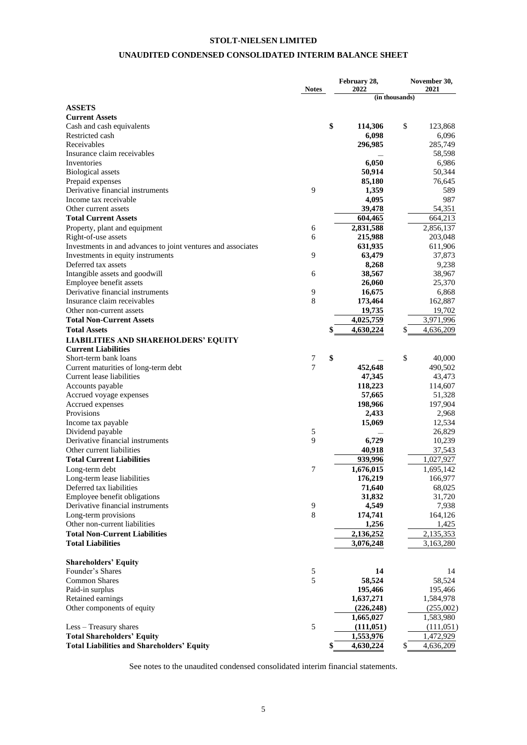# STOLT-NIELSEN LIMITED

## UNAUDITED CONDENSED CONSOLIDATED INTERIM BALANCE SHEET

| | Notes | February 28, 2022 | November 30, 2021 |
|---|---|---|---|
| | | (in thousands) | |
| **ASSETS** | | | |
| **Current Assets** | | | |
| Cash and cash equivalents | | **$ 114,306** | $ 123,868 |
| Restricted cash | | **6,098** | 6,096 |
| Receivables | | **296,985** | 285,749 |
| Insurance claim receivables | | **—** | 58,598 |
| Inventories | | **6,050** | 6,986 |
| Biological assets | | **50,914** | 50,344 |
| Prepaid expenses | | **85,180** | 76,645 |
| Derivative financial instruments | 9 | **1,359** | 589 |
| Income tax receivable | | **4,095** | 987 |
| Other current assets | | **39,478** | 54,351 |
| **Total Current Assets** | | **604,465** | 664,213 |
| Property, plant and equipment | 6 | **2,831,588** | 2,856,137 |
| Right-of-use assets | 6 | **215,988** | 203,048 |
| Investments in and advances to joint ventures and associates | | **631,935** | 611,906 |
| Investments in equity instruments | 9 | **63,479** | 37,873 |
| Deferred tax assets | | **8,268** | 9,238 |
| Intangible assets and goodwill | 6 | **38,567** | 38,967 |
| Employee benefit assets | | **26,060** | 25,370 |
| Derivative financial instruments | 9 | **16,675** | 6,868 |
| Insurance claim receivables | 8 | **173,464** | 162,887 |
| Other non-current assets | | **19,735** | 19,702 |
| **Total Non-Current Assets** | | **4,025,759** | 3,971,996 |
| **Total Assets** | | **$ 4,630,224** | $ 4,636,209 |
| **LIABILITIES AND SHAREHOLDERS' EQUITY** | | | |
| **Current Liabilities** | | | |
| Short-term bank loans | 7 | **$ —** | $ 40,000 |
| Current maturities of long-term debt | 7 | **452,648** | 490,502 |
| Current lease liabilities | | **47,345** | 43,473 |
| Accounts payable | | **118,223** | 114,607 |
| Accrued voyage expenses | | **57,665** | 51,328 |
| Accrued expenses | | **198,966** | 197,904 |
| Provisions | | **2,433** | 2,968 |
| Income tax payable | | **15,069** | 12,534 |
| Dividend payable | 5 | **—** | 26,829 |
| Derivative financial instruments | 9 | **6,729** | 10,239 |
| Other current liabilities | | **40,918** | 37,543 |
| **Total Current Liabilities** | | **939,996** | 1,027,927 |
| Long-term debt | 7 | **1,676,015** | 1,695,142 |
| Long-term lease liabilities | | **176,219** | 166,977 |
| Deferred tax liabilities | | **71,640** | 68,025 |
| Employee benefit obligations | | **31,832** | 31,720 |
| Derivative financial instruments | 9 | **4,549** | 7,938 |
| Long-term provisions | 8 | **174,741** | 164,126 |
| Other non-current liabilities | | **1,256** | 1,425 |
| **Total Non-Current Liabilities** | | **2,136,252** | 2,135,353 |
| **Total Liabilities** | | **3,076,248** | 3,163,280 |
| **Shareholders' Equity** | | | |
| Founder's Shares | 5 | **14** | 14 |
| Common Shares | 5 | **58,524** | 58,524 |
| Paid-in surplus | | **195,466** | 195,466 |
| Retained earnings | | **1,637,271** | 1,584,978 |
| Other components of equity | | **(226,248)** | (255,002) |
| | | **1,665,027** | 1,583,980 |
| Less – Treasury shares | 5 | **(111,051)** | (111,051) |
| **Total Shareholders' Equity** | | **1,553,976** | 1,472,929 |
| **Total Liabilities and Shareholders' Equity** | | **$ 4,630,224** | $ 4,636,209 |

See notes to the unaudited condensed consolidated interim financial statements.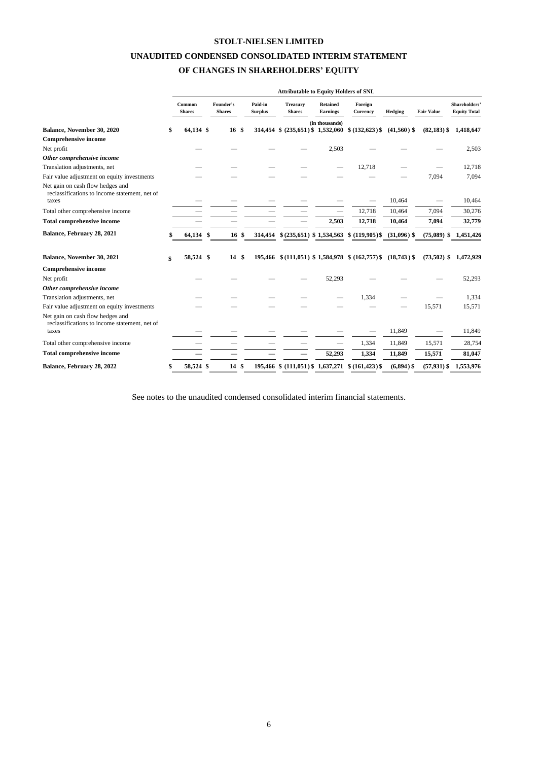# STOLT-NIELSEN LIMITED

# UNAUDITED CONDENSED CONSOLIDATED INTERIM STATEMENT OF CHANGES IN SHAREHOLDERS' EQUITY

| | Attributable to Equity Holders of SNL | | | | | | | | |
|---|---|---|---|---|---|---|---|---|---|
| | Common Shares | Founder's Shares | Paid-in Surplus | Treasury Shares | Retained Earnings | Foreign Currency | Hedging | Fair Value | Shareholders' Equity Total |
| | | | | | (in thousands) | | | | |
| **Balance, November 30, 2020** | **$ 64,134** | **$ 16** | **$ 314,454** | **$ (235,651)** | **$ 1,532,060** | **$ (132,623)** | **$ (41,560)** | **$ (82,183)** | **$ 1,418,647** |
| **Comprehensive income** | | | | | | | | | |
| Net profit | — | — | — | — | 2,503 | — | — | — | 2,503 |
| ***Other comprehensive income*** | | | | | | | | | |
| Translation adjustments, net | — | — | — | — | — | 12,718 | — | — | 12,718 |
| Fair value adjustment on equity investments | — | — | — | — | — | — | — | 7,094 | 7,094 |
| Net gain on cash flow hedges and reclassifications to income statement, net of taxes | — | — | — | — | — | — | 10,464 | — | 10,464 |
| Total other comprehensive income | — | — | — | — | — | 12,718 | 10,464 | 7,094 | 30,276 |
| **Total comprehensive income** | **—** | **—** | **—** | **—** | **2,503** | **12,718** | **10,464** | **7,094** | **32,779** |
| **Balance, February 28, 2021** | **$ 64,134** | **$ 16** | **$ 314,454** | **$ (235,651)** | **$ 1,534,563** | **$ (119,905)** | **$ (31,096)** | **$ (75,089)** | **$ 1,451,426** |
| | | | | | | | | | |
| **Balance, November 30, 2021** | **$ 58,524** | **$ 14** | **$ 195,466** | **$ (111,051)** | **$ 1,584,978** | **$ (162,757)** | **$ (18,743)** | **$ (73,502)** | **$ 1,472,929** |
| **Comprehensive income** | | | | | | | | | |
| Net profit | — | — | — | — | 52,293 | — | — | — | 52,293 |
| ***Other comprehensive income*** | | | | | | | | | |
| Translation adjustments, net | — | — | — | — | — | 1,334 | — | — | 1,334 |
| Fair value adjustment on equity investments | — | — | — | — | — | — | — | 15,571 | 15,571 |
| Net gain on cash flow hedges and reclassifications to income statement, net of taxes | — | — | — | — | — | — | 11,849 | — | 11,849 |
| Total other comprehensive income | — | — | — | — | — | 1,334 | 11,849 | 15,571 | 28,754 |
| **Total comprehensive income** | **—** | **—** | **—** | **—** | **52,293** | **1,334** | **11,849** | **15,571** | **81,047** |
| **Balance, February 28, 2022** | **$ 58,524** | **$ 14** | **$ 195,466** | **$ (111,051)** | **$ 1,637,271** | **$ (161,423)** | **$ (6,894)** | **$ (57,931)** | **$ 1,553,976** |

See notes to the unaudited condensed consolidated interim financial statements.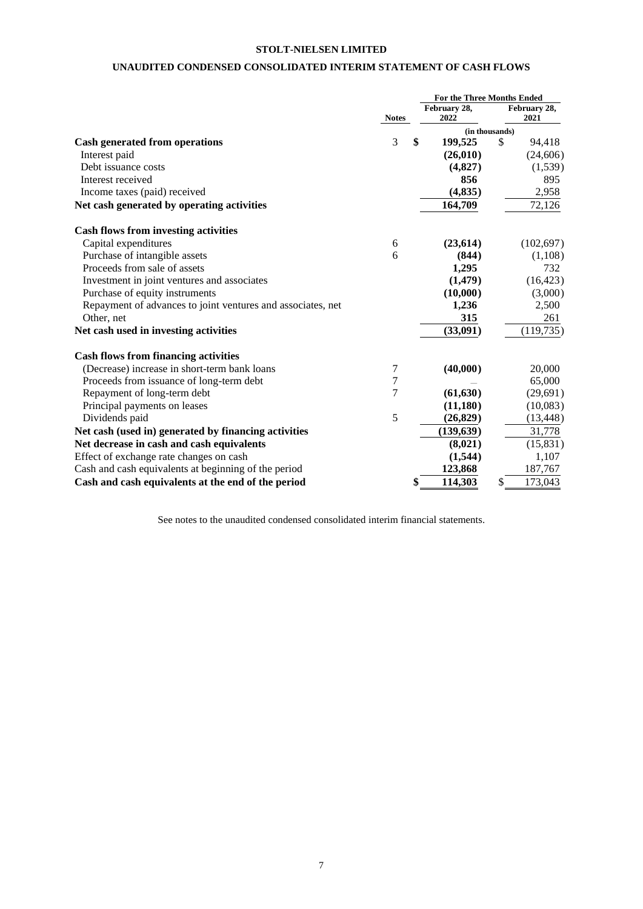**STOLT-NIELSEN LIMITED**

**UNAUDITED CONDENSED CONSOLIDATED INTERIM STATEMENT OF CASH FLOWS**

| | Notes | For the Three Months Ended February 28, 2022 | For the Three Months Ended February 28, 2021 |
|---|---|---|---|
| | | (in thousands) | |
| **Cash generated from operations** | 3 | **$ 199,525** | $ 94,418 |
| Interest paid | | **(26,010)** | (24,606) |
| Debt issuance costs | | **(4,827)** | (1,539) |
| Interest received | | **856** | 895 |
| Income taxes (paid) received | | **(4,835)** | 2,958 |
| **Net cash generated by operating activities** | | **164,709** | 72,126 |
| **Cash flows from investing activities** | | | |
| Capital expenditures | 6 | **(23,614)** | (102,697) |
| Purchase of intangible assets | 6 | **(844)** | (1,108) |
| Proceeds from sale of assets | | **1,295** | 732 |
| Investment in joint ventures and associates | | **(1,479)** | (16,423) |
| Purchase of equity instruments | | **(10,000)** | (3,000) |
| Repayment of advances to joint ventures and associates, net | | **1,236** | 2,500 |
| Other, net | | **315** | 261 |
| **Net cash used in investing activities** | | **(33,091)** | (119,735) |
| **Cash flows from financing activities** | | | |
| (Decrease) increase in short-term bank loans | 7 | **(40,000)** | 20,000 |
| Proceeds from issuance of long-term debt | 7 | — | 65,000 |
| Repayment of long-term debt | 7 | **(61,630)** | (29,691) |
| Principal payments on leases | | **(11,180)** | (10,083) |
| Dividends paid | 5 | **(26,829)** | (13,448) |
| **Net cash (used in) generated by financing activities** | | **(139,639)** | 31,778 |
| **Net decrease in cash and cash equivalents** | | **(8,021)** | (15,831) |
| Effect of exchange rate changes on cash | | **(1,544)** | 1,107 |
| Cash and cash equivalents at beginning of the period | | **123,868** | 187,767 |
| **Cash and cash equivalents at the end of the period** | | **$ 114,303** | $ 173,043 |

See notes to the unaudited condensed consolidated interim financial statements.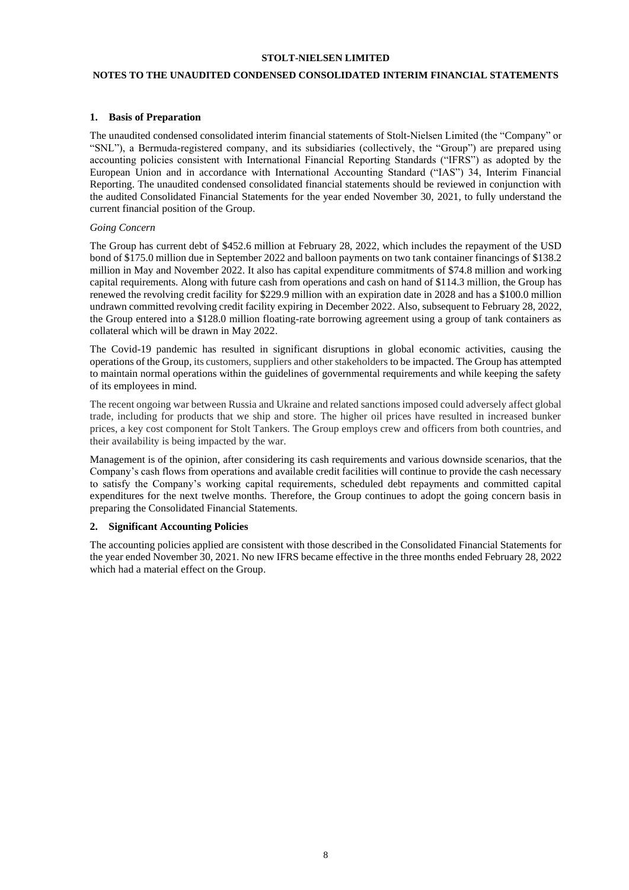**STOLT-NIELSEN LIMITED**

**NOTES TO THE UNAUDITED CONDENSED CONSOLIDATED INTERIM FINANCIAL STATEMENTS**

## 1. Basis of Preparation

The unaudited condensed consolidated interim financial statements of Stolt-Nielsen Limited (the "Company" or "SNL"), a Bermuda-registered company, and its subsidiaries (collectively, the "Group") are prepared using accounting policies consistent with International Financial Reporting Standards ("IFRS") as adopted by the European Union and in accordance with International Accounting Standard ("IAS") 34, Interim Financial Reporting. The unaudited condensed consolidated financial statements should be reviewed in conjunction with the audited Consolidated Financial Statements for the year ended November 30, 2021, to fully understand the current financial position of the Group.

*Going Concern*

The Group has current debt of $452.6 million at February 28, 2022, which includes the repayment of the USD bond of $175.0 million due in September 2022 and balloon payments on two tank container financings of $138.2 million in May and November 2022. It also has capital expenditure commitments of $74.8 million and working capital requirements. Along with future cash from operations and cash on hand of $114.3 million, the Group has renewed the revolving credit facility for $229.9 million with an expiration date in 2028 and has a $100.0 million undrawn committed revolving credit facility expiring in December 2022. Also, subsequent to February 28, 2022, the Group entered into a $128.0 million floating-rate borrowing agreement using a group of tank containers as collateral which will be drawn in May 2022.

The Covid-19 pandemic has resulted in significant disruptions in global economic activities, causing the operations of the Group, its customers, suppliers and other stakeholders to be impacted. The Group has attempted to maintain normal operations within the guidelines of governmental requirements and while keeping the safety of its employees in mind.

The recent ongoing war between Russia and Ukraine and related sanctions imposed could adversely affect global trade, including for products that we ship and store. The higher oil prices have resulted in increased bunker prices, a key cost component for Stolt Tankers. The Group employs crew and officers from both countries, and their availability is being impacted by the war.

Management is of the opinion, after considering its cash requirements and various downside scenarios, that the Company's cash flows from operations and available credit facilities will continue to provide the cash necessary to satisfy the Company's working capital requirements, scheduled debt repayments and committed capital expenditures for the next twelve months. Therefore, the Group continues to adopt the going concern basis in preparing the Consolidated Financial Statements.

## 2. Significant Accounting Policies

The accounting policies applied are consistent with those described in the Consolidated Financial Statements for the year ended November 30, 2021. No new IFRS became effective in the three months ended February 28, 2022 which had a material effect on the Group.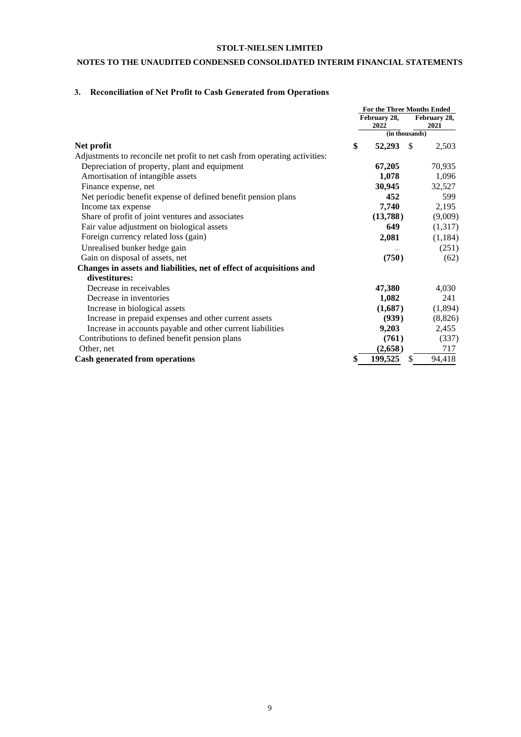**STOLT-NIELSEN LIMITED**

**NOTES TO THE UNAUDITED CONDENSED CONSOLIDATED INTERIM FINANCIAL STATEMENTS**

### 3. Reconciliation of Net Profit to Cash Generated from Operations

| | For the Three Months Ended | |
|---|---|---|
| | February 28, 2022 | February 28, 2021 |
| | (in thousands) | |
| **Net profit** | **$ 52,293** | $ 2,503 |
| Adjustments to reconcile net profit to net cash from operating activities: | | |
| Depreciation of property, plant and equipment | **67,205** | 70,935 |
| Amortisation of intangible assets | **1,078** | 1,096 |
| Finance expense, net | **30,945** | 32,527 |
| Net periodic benefit expense of defined benefit pension plans | **452** | 599 |
| Income tax expense | **7,740** | 2,195 |
| Share of profit of joint ventures and associates | **(13,788)** | (9,009) |
| Fair value adjustment on biological assets | **649** | (1,317) |
| Foreign currency related loss (gain) | **2,081** | (1,184) |
| Unrealised bunker hedge gain | — | (251) |
| Gain on disposal of assets, net | **(750)** | (62) |
| **Changes in assets and liabilities, net of effect of acquisitions and divestitures:** | | |
| Decrease in receivables | **47,380** | 4,030 |
| Decrease in inventories | **1,082** | 241 |
| Increase in biological assets | **(1,687)** | (1,894) |
| Increase in prepaid expenses and other current assets | **(939)** | (8,826) |
| Increase in accounts payable and other current liabilities | **9,203** | 2,455 |
| Contributions to defined benefit pension plans | **(761)** | (337) |
| Other, net | **(2,658)** | 717 |
| **Cash generated from operations** | **$ 199,525** | $ 94,418 |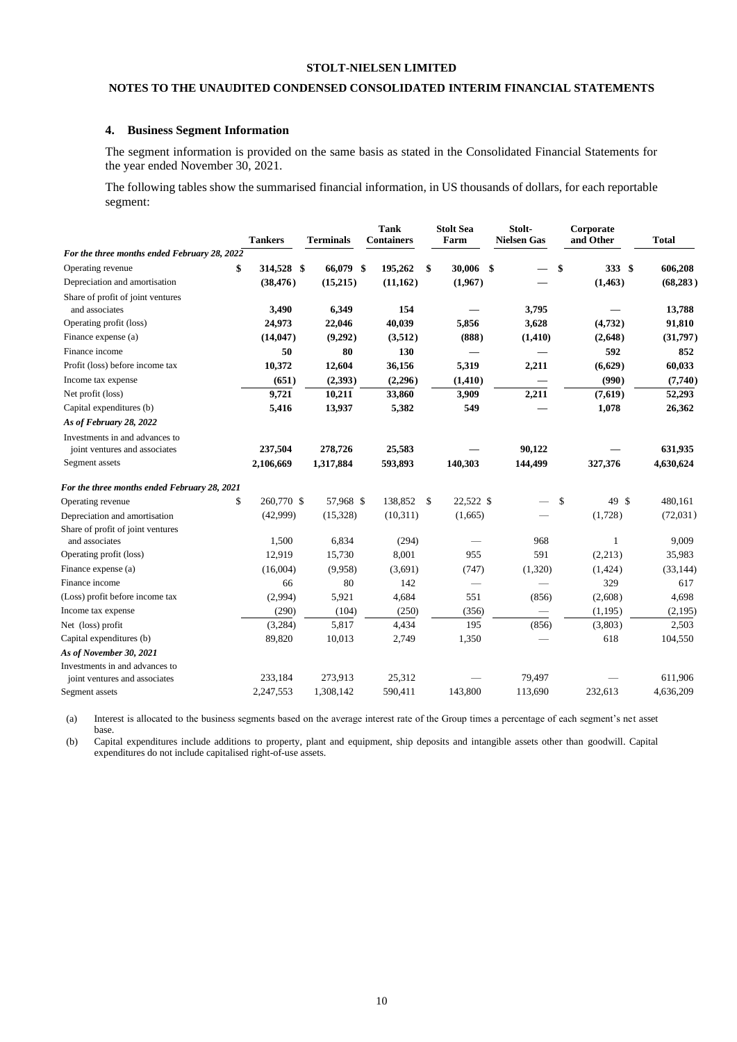**STOLT-NIELSEN LIMITED**

**NOTES TO THE UNAUDITED CONDENSED CONSOLIDATED INTERIM FINANCIAL STATEMENTS**

### 4. Business Segment Information

The segment information is provided on the same basis as stated in the Consolidated Financial Statements for the year ended November 30, 2021.

The following tables show the summarised financial information, in US thousands of dollars, for each reportable segment:

| | Tankers | Terminals | Tank Containers | Stolt Sea Farm | Stolt-Nielsen Gas | Corporate and Other | Total |
|---|---|---|---|---|---|---|---|
| ***For the three months ended February 28, 2022*** | | | | | | | |
| Operating revenue | **$ 314,528** | **$ 66,079** | **$ 195,262** | **$ 30,006** | **$ —** | **$ 333** | **$ 606,208** |
| Depreciation and amortisation | **(38,476)** | **(15,215)** | **(11,162)** | **(1,967)** | **—** | **(1,463)** | **(68,283)** |
| Share of profit of joint ventures and associates | **3,490** | **6,349** | **154** | **—** | **3,795** | **—** | **13,788** |
| Operating profit (loss) | **24,973** | **22,046** | **40,039** | **5,856** | **3,628** | **(4,732)** | **91,810** |
| Finance expense (a) | **(14,047)** | **(9,292)** | **(3,512)** | **(888)** | **(1,410)** | **(2,648)** | **(31,797)** |
| Finance income | **50** | **80** | **130** | **—** | **—** | **592** | **852** |
| Profit (loss) before income tax | **10,372** | **12,604** | **36,156** | **5,319** | **2,211** | **(6,629)** | **60,033** |
| Income tax expense | **(651)** | **(2,393)** | **(2,296)** | **(1,410)** | **—** | **(990)** | **(7,740)** |
| Net profit (loss) | **9,721** | **10,211** | **33,860** | **3,909** | **2,211** | **(7,619)** | **52,293** |
| Capital expenditures (b) | **5,416** | **13,937** | **5,382** | **549** | **—** | **1,078** | **26,362** |
| ***As of February 28, 2022*** | | | | | | | |
| Investments in and advances to joint ventures and associates | **237,504** | **278,726** | **25,583** | **—** | **90,122** | **—** | **631,935** |
| Segment assets | **2,106,669** | **1,317,884** | **593,893** | **140,303** | **144,499** | **327,376** | **4,630,624** |
| ***For the three months ended February 28, 2021*** | | | | | | | |
| Operating revenue | $ 260,770 | $ 57,968 | $ 138,852 | $ 22,522 | $ — | $ 49 | $ 480,161 |
| Depreciation and amortisation | (42,999) | (15,328) | (10,311) | (1,665) | — | (1,728) | (72,031) |
| Share of profit of joint ventures and associates | 1,500 | 6,834 | (294) | — | 968 | 1 | 9,009 |
| Operating profit (loss) | 12,919 | 15,730 | 8,001 | 955 | 591 | (2,213) | 35,983 |
| Finance expense (a) | (16,004) | (9,958) | (3,691) | (747) | (1,320) | (1,424) | (33,144) |
| Finance income | 66 | 80 | 142 | — | — | 329 | 617 |
| (Loss) profit before income tax | (2,994) | 5,921 | 4,684 | 551 | (856) | (2,608) | 4,698 |
| Income tax expense | (290) | (104) | (250) | (356) | — | (1,195) | (2,195) |
| Net (loss) profit | (3,284) | 5,817 | 4,434 | 195 | (856) | (3,803) | 2,503 |
| Capital expenditures (b) | 89,820 | 10,013 | 2,749 | 1,350 | — | 618 | 104,550 |
| ***As of November 30, 2021*** | | | | | | | |
| Investments in and advances to joint ventures and associates | 233,184 | 273,913 | 25,312 | — | 79,497 | — | 611,906 |
| Segment assets | 2,247,553 | 1,308,142 | 590,411 | 143,800 | 113,690 | 232,613 | 4,636,209 |

(a) Interest is allocated to the business segments based on the average interest rate of the Group times a percentage of each segment's net asset base.

(b) Capital expenditures include additions to property, plant and equipment, ship deposits and intangible assets other than goodwill. Capital expenditures do not include capitalised right-of-use assets.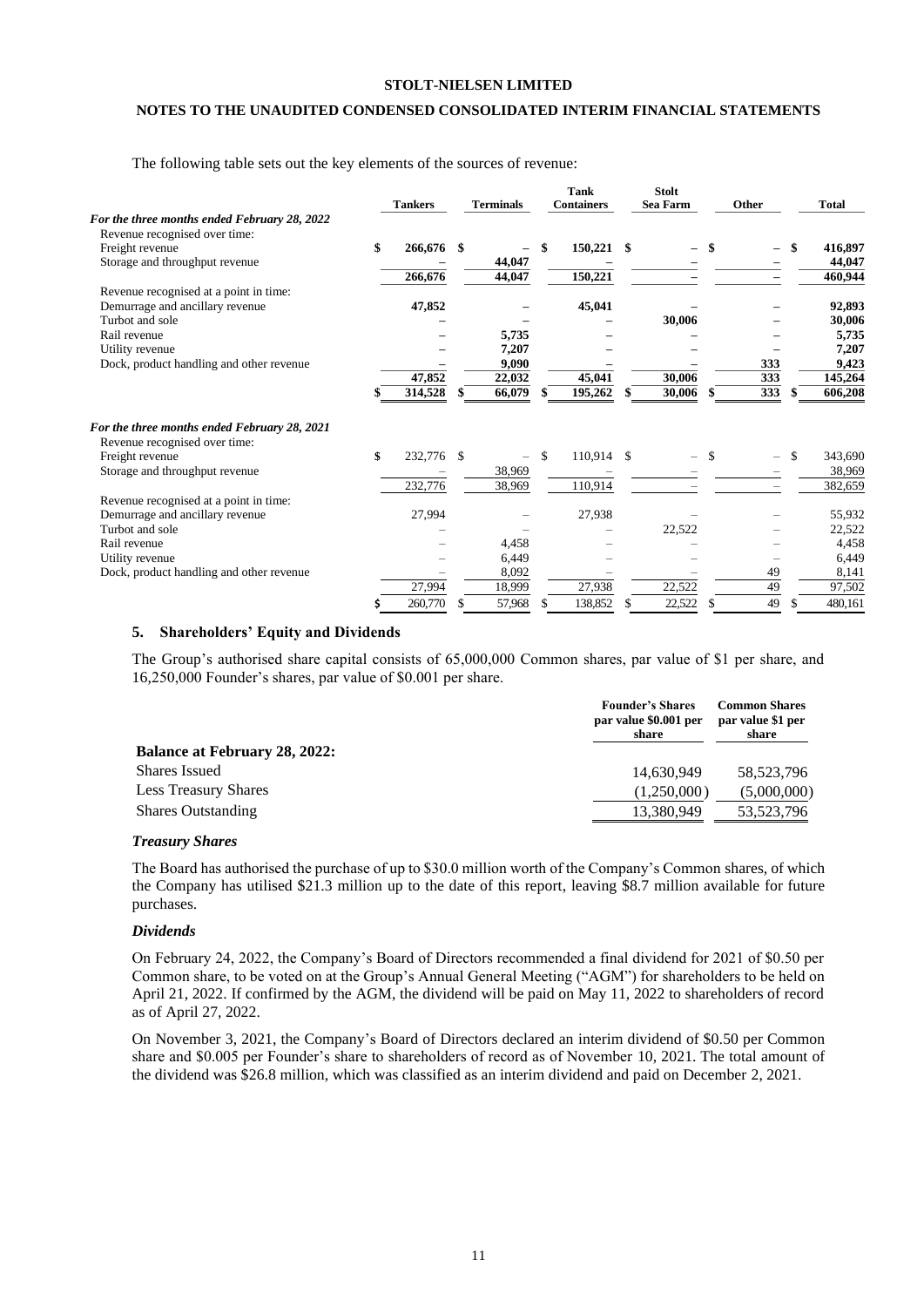The following table sets out the key elements of the sources of revenue:

| | Tankers | Terminals | Tank Containers | Stolt Sea Farm | Other | Total |
|---|---|---|---|---|---|---|
| ***For the three months ended February 28, 2022*** | | | | | | |
| Revenue recognised over time: | | | | | | |
| Freight revenue | $ 266,676 | $ – | $ 150,221 | $ – | $ – | $ 416,897 |
| Storage and throughput revenue | – | 44,047 | – | – | – | 44,047 |
| | 266,676 | 44,047 | 150,221 | – | – | 460,944 |
| Revenue recognised at a point in time: | | | | | | |
| Demurrage and ancillary revenue | 47,852 | – | 45,041 | – | – | 92,893 |
| Turbot and sole | – | – | – | 30,006 | – | 30,006 |
| Rail revenue | – | 5,735 | – | – | – | 5,735 |
| Utility revenue | – | 7,207 | – | – | – | 7,207 |
| Dock, product handling and other revenue | – | 9,090 | – | – | 333 | 9,423 |
| | 47,852 | 22,032 | 45,041 | 30,006 | 333 | 145,264 |
| | $ 314,528 | $ 66,079 | $ 195,262 | $ 30,006 | $ 333 | $ 606,208 |
| ***For the three months ended February 28, 2021*** | | | | | | |
| Revenue recognised over time: | | | | | | |
| Freight revenue | $ 232,776 | $ – | $ 110,914 | $ – | $ – | $ 343,690 |
| Storage and throughput revenue | – | 38,969 | – | – | – | 38,969 |
| | 232,776 | 38,969 | 110,914 | – | – | 382,659 |
| Revenue recognised at a point in time: | | | | | | |
| Demurrage and ancillary revenue | 27,994 | – | 27,938 | – | – | 55,932 |
| Turbot and sole | – | – | – | 22,522 | – | 22,522 |
| Rail revenue | – | 4,458 | – | – | – | 4,458 |
| Utility revenue | – | 6,449 | – | – | – | 6,449 |
| Dock, product handling and other revenue | – | 8,092 | – | – | 49 | 8,141 |
| | 27,994 | 18,999 | 27,938 | 22,522 | 49 | 97,502 |
| | $ 260,770 | $ 57,968 | $ 138,852 | $ 22,522 | $ 49 | $ 480,161 |

## 5. Shareholders' Equity and Dividends

The Group's authorised share capital consists of 65,000,000 Common shares, par value of $1 per share, and 16,250,000 Founder's shares, par value of $0.001 per share.

| | Founder's Shares par value $0.001 per share | Common Shares par value $1 per share |
|---|---|---|
| **Balance at February 28, 2022:** | | |
| Shares Issued | 14,630,949 | 58,523,796 |
| Less Treasury Shares | (1,250,000) | (5,000,000) |
| Shares Outstanding | 13,380,949 | 53,523,796 |

### *Treasury Shares*

The Board has authorised the purchase of up to $30.0 million worth of the Company's Common shares, of which the Company has utilised $21.3 million up to the date of this report, leaving $8.7 million available for future purchases.

### *Dividends*

On February 24, 2022, the Company's Board of Directors recommended a final dividend for 2021 of $0.50 per Common share, to be voted on at the Group's Annual General Meeting ("AGM") for shareholders to be held on April 21, 2022. If confirmed by the AGM, the dividend will be paid on May 11, 2022 to shareholders of record as of April 27, 2022.

On November 3, 2021, the Company's Board of Directors declared an interim dividend of $0.50 per Common share and $0.005 per Founder's share to shareholders of record as of November 10, 2021. The total amount of the dividend was $26.8 million, which was classified as an interim dividend and paid on December 2, 2021.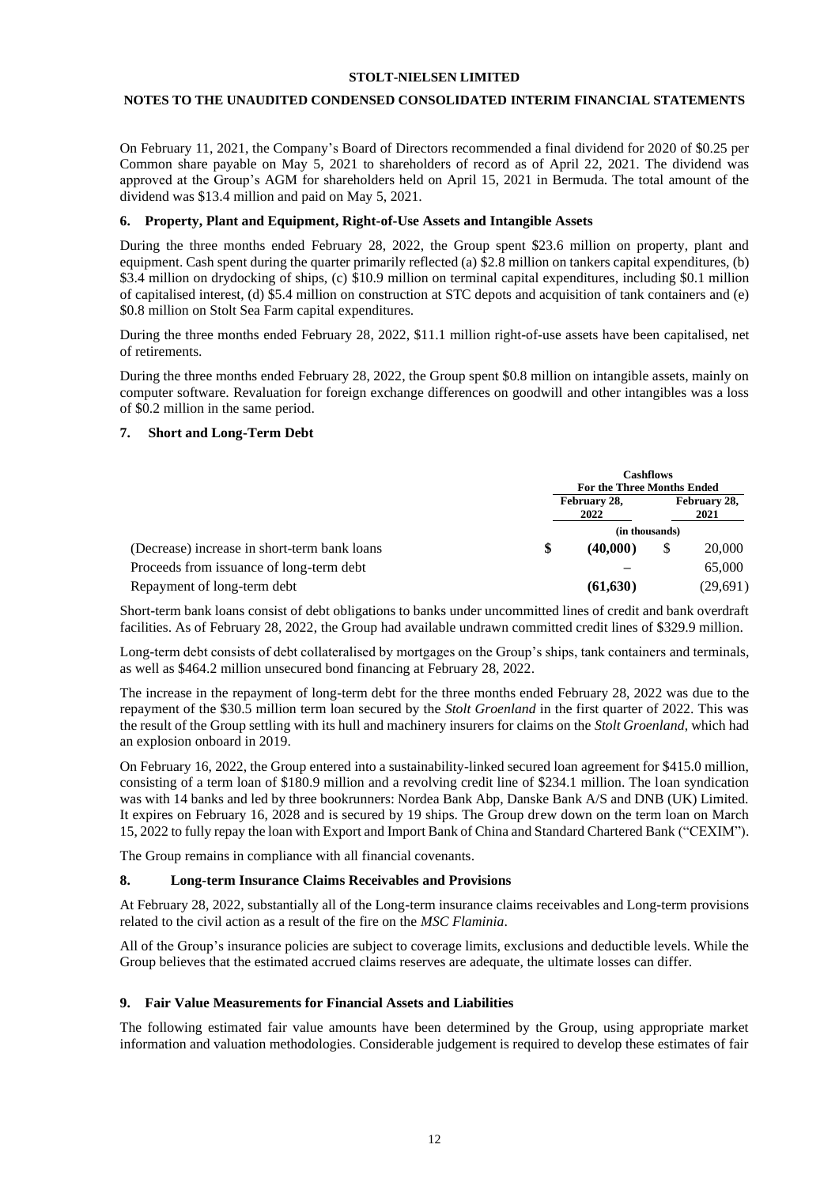On February 11, 2021, the Company's Board of Directors recommended a final dividend for 2020 of $0.25 per Common share payable on May 5, 2021 to shareholders of record as of April 22, 2021. The dividend was approved at the Group's AGM for shareholders held on April 15, 2021 in Bermuda. The total amount of the dividend was $13.4 million and paid on May 5, 2021.

## 6. Property, Plant and Equipment, Right-of-Use Assets and Intangible Assets

During the three months ended February 28, 2022, the Group spent $23.6 million on property, plant and equipment. Cash spent during the quarter primarily reflected (a) $2.8 million on tankers capital expenditures, (b) $3.4 million on drydocking of ships, (c) $10.9 million on terminal capital expenditures, including $0.1 million of capitalised interest, (d) $5.4 million on construction at STC depots and acquisition of tank containers and (e) $0.8 million on Stolt Sea Farm capital expenditures.

During the three months ended February 28, 2022, $11.1 million right-of-use assets have been capitalised, net of retirements.

During the three months ended February 28, 2022, the Group spent $0.8 million on intangible assets, mainly on computer software. Revaluation for foreign exchange differences on goodwill and other intangibles was a loss of $0.2 million in the same period.

## 7. Short and Long-Term Debt

| | Cashflows For the Three Months Ended | |
|---|---|---|
| | February 28, 2022 | February 28, 2021 |
| | (in thousands) | |
| (Decrease) increase in short-term bank loans | $ **(40,000)** | $ 20,000 |
| Proceeds from issuance of long-term debt | **–** | 65,000 |
| Repayment of long-term debt | **(61,630)** | (29,691) |

Short-term bank loans consist of debt obligations to banks under uncommitted lines of credit and bank overdraft facilities. As of February 28, 2022, the Group had available undrawn committed credit lines of $329.9 million.

Long-term debt consists of debt collateralised by mortgages on the Group's ships, tank containers and terminals, as well as $464.2 million unsecured bond financing at February 28, 2022.

The increase in the repayment of long-term debt for the three months ended February 28, 2022 was due to the repayment of the $30.5 million term loan secured by the *Stolt Groenland* in the first quarter of 2022. This was the result of the Group settling with its hull and machinery insurers for claims on the *Stolt Groenland*, which had an explosion onboard in 2019.

On February 16, 2022, the Group entered into a sustainability-linked secured loan agreement for $415.0 million, consisting of a term loan of $180.9 million and a revolving credit line of $234.1 million. The loan syndication was with 14 banks and led by three bookrunners: Nordea Bank Abp, Danske Bank A/S and DNB (UK) Limited. It expires on February 16, 2028 and is secured by 19 ships. The Group drew down on the term loan on March 15, 2022 to fully repay the loan with Export and Import Bank of China and Standard Chartered Bank ("CEXIM").

The Group remains in compliance with all financial covenants.

## 8. Long-term Insurance Claims Receivables and Provisions

At February 28, 2022, substantially all of the Long-term insurance claims receivables and Long-term provisions related to the civil action as a result of the fire on the *MSC Flaminia*.

All of the Group's insurance policies are subject to coverage limits, exclusions and deductible levels. While the Group believes that the estimated accrued claims reserves are adequate, the ultimate losses can differ.

## 9. Fair Value Measurements for Financial Assets and Liabilities

The following estimated fair value amounts have been determined by the Group, using appropriate market information and valuation methodologies. Considerable judgement is required to develop these estimates of fair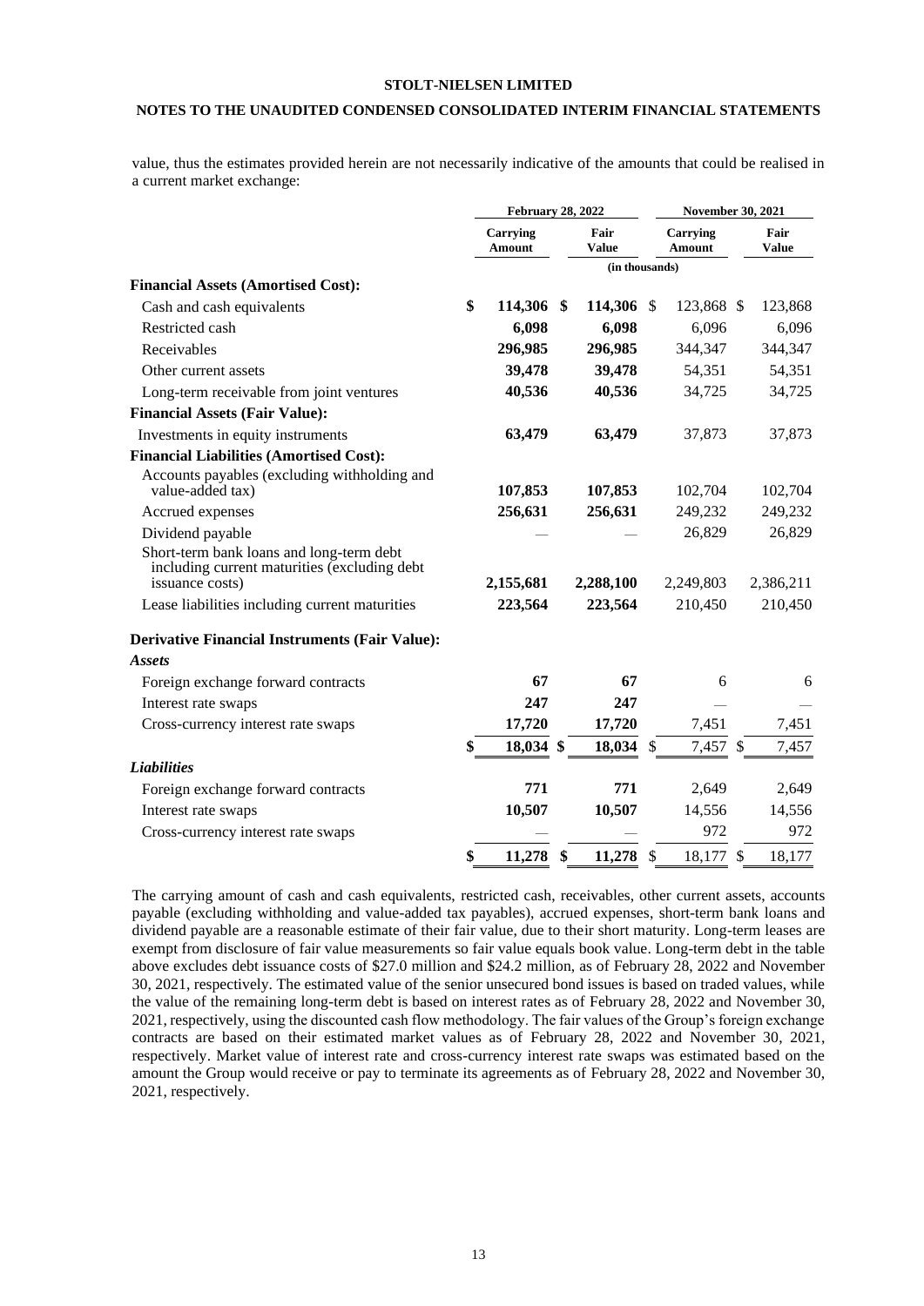value, thus the estimates provided herein are not necessarily indicative of the amounts that could be realised in a current market exchange:

| | February 28, 2022 | | November 30, 2021 | |
|---|---|---|---|---|
| | Carrying Amount | Fair Value | Carrying Amount | Fair Value |
| | (in thousands) | | | |
| **Financial Assets (Amortised Cost):** | | | | |
| Cash and cash equivalents | **$ 114,306** | **$ 114,306** | $ 123,868 | $ 123,868 |
| Restricted cash | **6,098** | **6,098** | 6,096 | 6,096 |
| Receivables | **296,985** | **296,985** | 344,347 | 344,347 |
| Other current assets | **39,478** | **39,478** | 54,351 | 54,351 |
| Long-term receivable from joint ventures | **40,536** | **40,536** | 34,725 | 34,725 |
| **Financial Assets (Fair Value):** | | | | |
| Investments in equity instruments | **63,479** | **63,479** | 37,873 | 37,873 |
| **Financial Liabilities (Amortised Cost):** | | | | |
| Accounts payables (excluding withholding and value-added tax) | **107,853** | **107,853** | 102,704 | 102,704 |
| Accrued expenses | **256,631** | **256,631** | 249,232 | 249,232 |
| Dividend payable | **—** | **—** | 26,829 | 26,829 |
| Short-term bank loans and long-term debt including current maturities (excluding debt issuance costs) | **2,155,681** | **2,288,100** | 2,249,803 | 2,386,211 |
| Lease liabilities including current maturities | **223,564** | **223,564** | 210,450 | 210,450 |
| **Derivative Financial Instruments (Fair Value):** | | | | |
| ***Assets*** | | | | |
| Foreign exchange forward contracts | **67** | **67** | 6 | 6 |
| Interest rate swaps | **247** | **247** | — | — |
| Cross-currency interest rate swaps | **17,720** | **17,720** | 7,451 | 7,451 |
| | **$ 18,034** | **$ 18,034** | $ 7,457 | $ 7,457 |
| ***Liabilities*** | | | | |
| Foreign exchange forward contracts | **771** | **771** | 2,649 | 2,649 |
| Interest rate swaps | **10,507** | **10,507** | 14,556 | 14,556 |
| Cross-currency interest rate swaps | **—** | **—** | 972 | 972 |
| | **$ 11,278** | **$ 11,278** | $ 18,177 | $ 18,177 |

The carrying amount of cash and cash equivalents, restricted cash, receivables, other current assets, accounts payable (excluding withholding and value-added tax payables), accrued expenses, short-term bank loans and dividend payable are a reasonable estimate of their fair value, due to their short maturity. Long-term leases are exempt from disclosure of fair value measurements so fair value equals book value. Long-term debt in the table above excludes debt issuance costs of $27.0 million and $24.2 million, as of February 28, 2022 and November 30, 2021, respectively. The estimated value of the senior unsecured bond issues is based on traded values, while the value of the remaining long-term debt is based on interest rates as of February 28, 2022 and November 30, 2021, respectively, using the discounted cash flow methodology. The fair values of the Group's foreign exchange contracts are based on their estimated market values as of February 28, 2022 and November 30, 2021, respectively. Market value of interest rate and cross-currency interest rate swaps was estimated based on the amount the Group would receive or pay to terminate its agreements as of February 28, 2022 and November 30, 2021, respectively.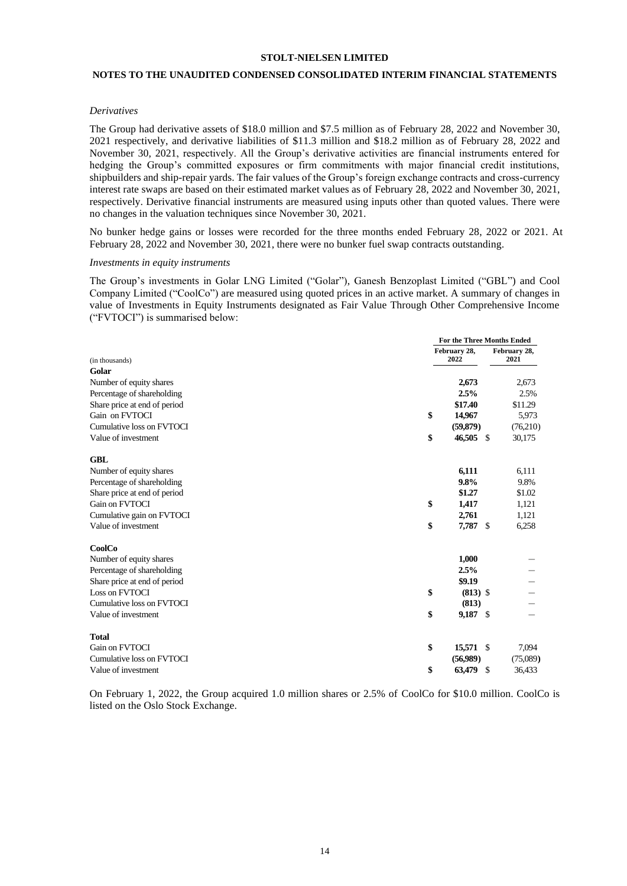**STOLT-NIELSEN LIMITED**

**NOTES TO THE UNAUDITED CONDENSED CONSOLIDATED INTERIM FINANCIAL STATEMENTS**

*Derivatives*

The Group had derivative assets of $18.0 million and $7.5 million as of February 28, 2022 and November 30, 2021 respectively, and derivative liabilities of $11.3 million and $18.2 million as of February 28, 2022 and November 30, 2021, respectively. All the Group's derivative activities are financial instruments entered for hedging the Group's committed exposures or firm commitments with major financial credit institutions, shipbuilders and ship-repair yards. The fair values of the Group's foreign exchange contracts and cross-currency interest rate swaps are based on their estimated market values as of February 28, 2022 and November 30, 2021, respectively. Derivative financial instruments are measured using inputs other than quoted values. There were no changes in the valuation techniques since November 30, 2021.

No bunker hedge gains or losses were recorded for the three months ended February 28, 2022 or 2021. At February 28, 2022 and November 30, 2021, there were no bunker fuel swap contracts outstanding.

*Investments in equity instruments*

The Group's investments in Golar LNG Limited ("Golar"), Ganesh Benzoplast Limited ("GBL") and Cool Company Limited ("CoolCo") are measured using quoted prices in an active market. A summary of changes in value of Investments in Equity Instruments designated as Fair Value Through Other Comprehensive Income ("FVTOCI") is summarised below:

| (in thousands) | For the Three Months Ended February 28, 2022 | February 28, 2021 |
|---|---|---|
| **Golar** | | |
| Number of equity shares | **2,673** | 2,673 |
| Percentage of shareholding | **2.5%** | 2.5% |
| Share price at end of period | **$17.40** | $11.29 |
| Gain on FVTOCI | **$ 14,967** | 5,973 |
| Cumulative loss on FVTOCI | **(59,879)** | (76,210) |
| Value of investment | **$ 46,505** | $ 30,175 |
| **GBL** | | |
| Number of equity shares | **6,111** | 6,111 |
| Percentage of shareholding | **9.8%** | 9.8% |
| Share price at end of period | **$1.27** | $1.02 |
| Gain on FVTOCI | **$ 1,417** | 1,121 |
| Cumulative gain on FVTOCI | **2,761** | 1,121 |
| Value of investment | **$ 7,787** | $ 6,258 |
| **CoolCo** | | |
| Number of equity shares | **1,000** | — |
| Percentage of shareholding | **2.5%** | — |
| Share price at end of period | **$9.19** | — |
| Loss on FVTOCI | **$ (813)** | $ — |
| Cumulative loss on FVTOCI | **(813)** | — |
| Value of investment | **$ 9,187** | $ — |
| **Total** | | |
| Gain on FVTOCI | **$ 15,571** | $ 7,094 |
| Cumulative loss on FVTOCI | **(56,989)** | (75,089) |
| Value of investment | **$ 63,479** | $ 36,433 |

On February 1, 2022, the Group acquired 1.0 million shares or 2.5% of CoolCo for $10.0 million. CoolCo is listed on the Oslo Stock Exchange.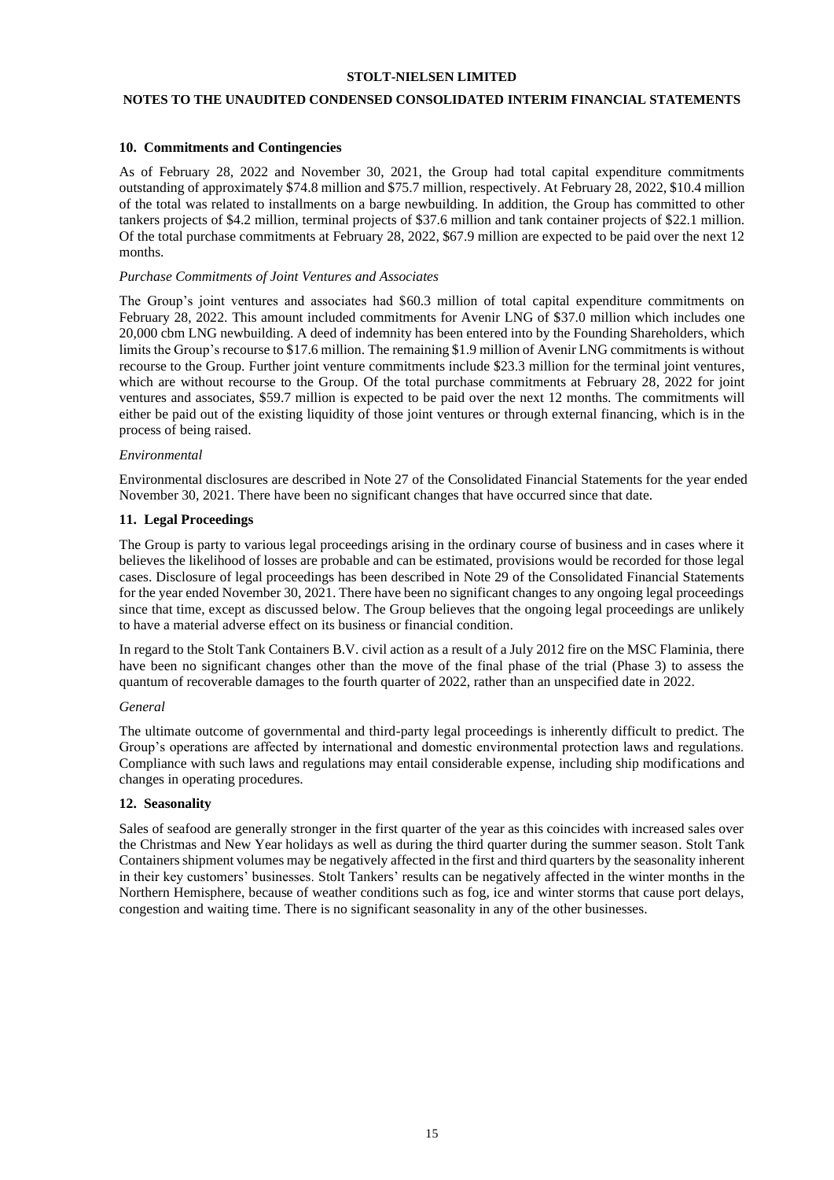## 10. Commitments and Contingencies

As of February 28, 2022 and November 30, 2021, the Group had total capital expenditure commitments outstanding of approximately $74.8 million and $75.7 million, respectively. At February 28, 2022, $10.4 million of the total was related to installments on a barge newbuilding. In addition, the Group has committed to other tankers projects of $4.2 million, terminal projects of $37.6 million and tank container projects of $22.1 million. Of the total purchase commitments at February 28, 2022, $67.9 million are expected to be paid over the next 12 months.

*Purchase Commitments of Joint Ventures and Associates*

The Group's joint ventures and associates had $60.3 million of total capital expenditure commitments on February 28, 2022. This amount included commitments for Avenir LNG of $37.0 million which includes one 20,000 cbm LNG newbuilding. A deed of indemnity has been entered into by the Founding Shareholders, which limits the Group's recourse to $17.6 million. The remaining $1.9 million of Avenir LNG commitments is without recourse to the Group. Further joint venture commitments include $23.3 million for the terminal joint ventures, which are without recourse to the Group. Of the total purchase commitments at February 28, 2022 for joint ventures and associates, $59.7 million is expected to be paid over the next 12 months. The commitments will either be paid out of the existing liquidity of those joint ventures or through external financing, which is in the process of being raised.

*Environmental*

Environmental disclosures are described in Note 27 of the Consolidated Financial Statements for the year ended November 30, 2021. There have been no significant changes that have occurred since that date.

## 11. Legal Proceedings

The Group is party to various legal proceedings arising in the ordinary course of business and in cases where it believes the likelihood of losses are probable and can be estimated, provisions would be recorded for those legal cases. Disclosure of legal proceedings has been described in Note 29 of the Consolidated Financial Statements for the year ended November 30, 2021. There have been no significant changes to any ongoing legal proceedings since that time, except as discussed below. The Group believes that the ongoing legal proceedings are unlikely to have a material adverse effect on its business or financial condition.

In regard to the Stolt Tank Containers B.V. civil action as a result of a July 2012 fire on the MSC Flaminia, there have been no significant changes other than the move of the final phase of the trial (Phase 3) to assess the quantum of recoverable damages to the fourth quarter of 2022, rather than an unspecified date in 2022.

*General*

The ultimate outcome of governmental and third-party legal proceedings is inherently difficult to predict. The Group's operations are affected by international and domestic environmental protection laws and regulations. Compliance with such laws and regulations may entail considerable expense, including ship modifications and changes in operating procedures.

## 12. Seasonality

Sales of seafood are generally stronger in the first quarter of the year as this coincides with increased sales over the Christmas and New Year holidays as well as during the third quarter during the summer season. Stolt Tank Containers shipment volumes may be negatively affected in the first and third quarters by the seasonality inherent in their key customers' businesses. Stolt Tankers' results can be negatively affected in the winter months in the Northern Hemisphere, because of weather conditions such as fog, ice and winter storms that cause port delays, congestion and waiting time. There is no significant seasonality in any of the other businesses.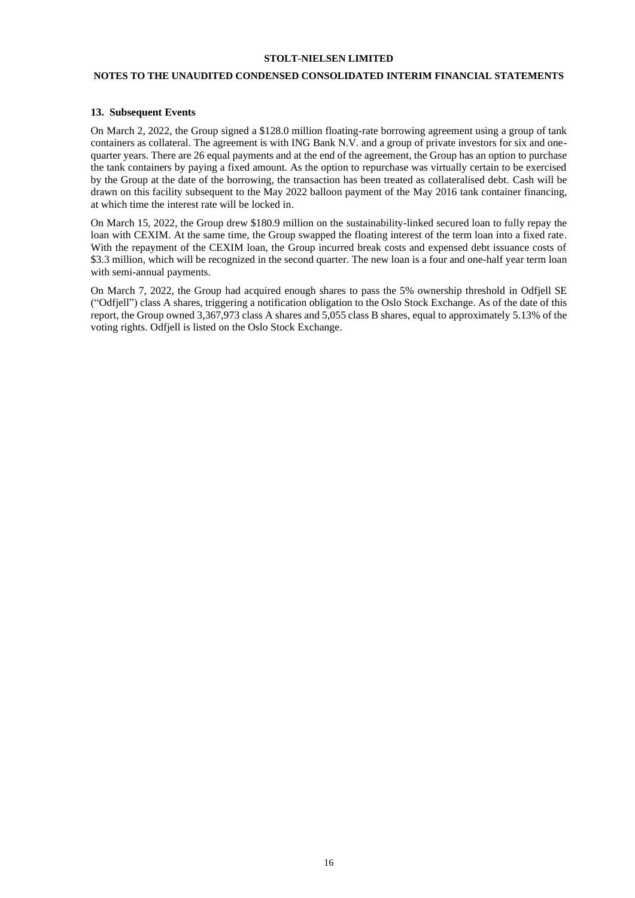## 13. Subsequent Events

On March 2, 2022, the Group signed a $128.0 million floating-rate borrowing agreement using a group of tank containers as collateral. The agreement is with ING Bank N.V. and a group of private investors for six and one-quarter years. There are 26 equal payments and at the end of the agreement, the Group has an option to purchase the tank containers by paying a fixed amount. As the option to repurchase was virtually certain to be exercised by the Group at the date of the borrowing, the transaction has been treated as collateralised debt. Cash will be drawn on this facility subsequent to the May 2022 balloon payment of the May 2016 tank container financing, at which time the interest rate will be locked in.

On March 15, 2022, the Group drew $180.9 million on the sustainability-linked secured loan to fully repay the loan with CEXIM. At the same time, the Group swapped the floating interest of the term loan into a fixed rate. With the repayment of the CEXIM loan, the Group incurred break costs and expensed debt issuance costs of $3.3 million, which will be recognized in the second quarter. The new loan is a four and one-half year term loan with semi-annual payments.

On March 7, 2022, the Group had acquired enough shares to pass the 5% ownership threshold in Odfjell SE ("Odfjell") class A shares, triggering a notification obligation to the Oslo Stock Exchange. As of the date of this report, the Group owned 3,367,973 class A shares and 5,055 class B shares, equal to approximately 5.13% of the voting rights. Odfjell is listed on the Oslo Stock Exchange.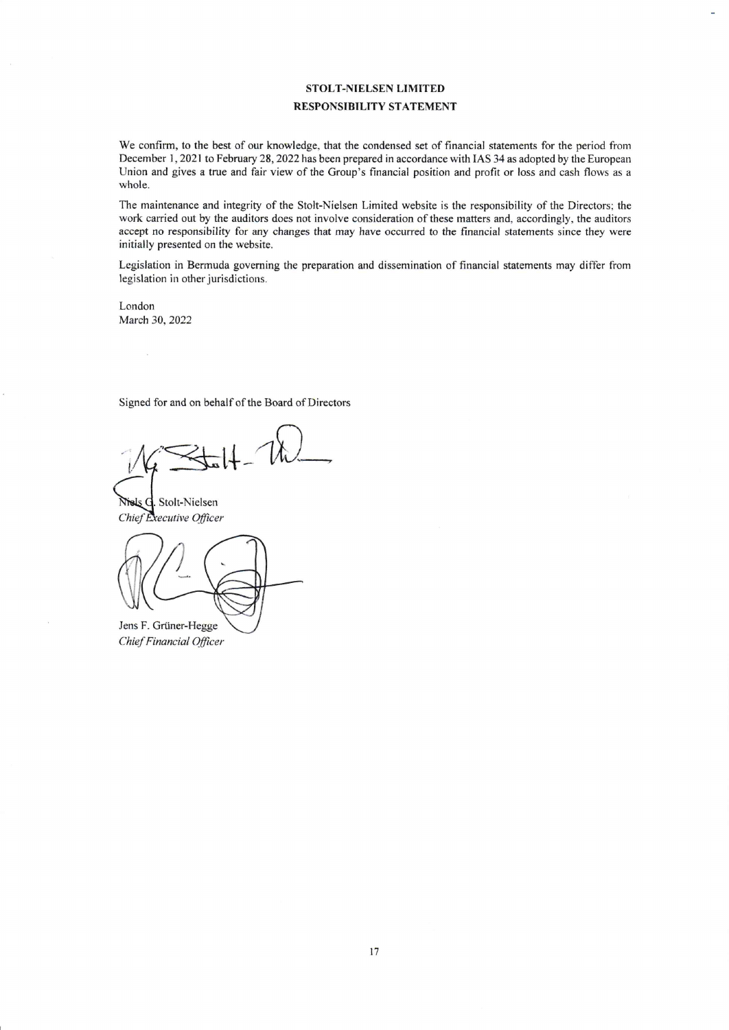**STOLT-NIELSEN LIMITED**

**RESPONSIBILITY STATEMENT**

We confirm, to the best of our knowledge, that the condensed set of financial statements for the period from December 1, 2021 to February 28, 2022 has been prepared in accordance with IAS 34 as adopted by the European Union and gives a true and fair view of the Group's financial position and profit or loss and cash flows as a whole.

The maintenance and integrity of the Stolt-Nielsen Limited website is the responsibility of the Directors; the work carried out by the auditors does not involve consideration of these matters and, accordingly, the auditors accept no responsibility for any changes that may have occurred to the financial statements since they were initially presented on the website.

Legislation in Bermuda governing the preparation and dissemination of financial statements may differ from legislation in other jurisdictions.

London
March 30, 2022

Signed for and on behalf of the Board of Directors

Niels G. Stolt-Nielsen
*Chief Executive Officer*

Jens F. Grüner-Hegge
*Chief Financial Officer*